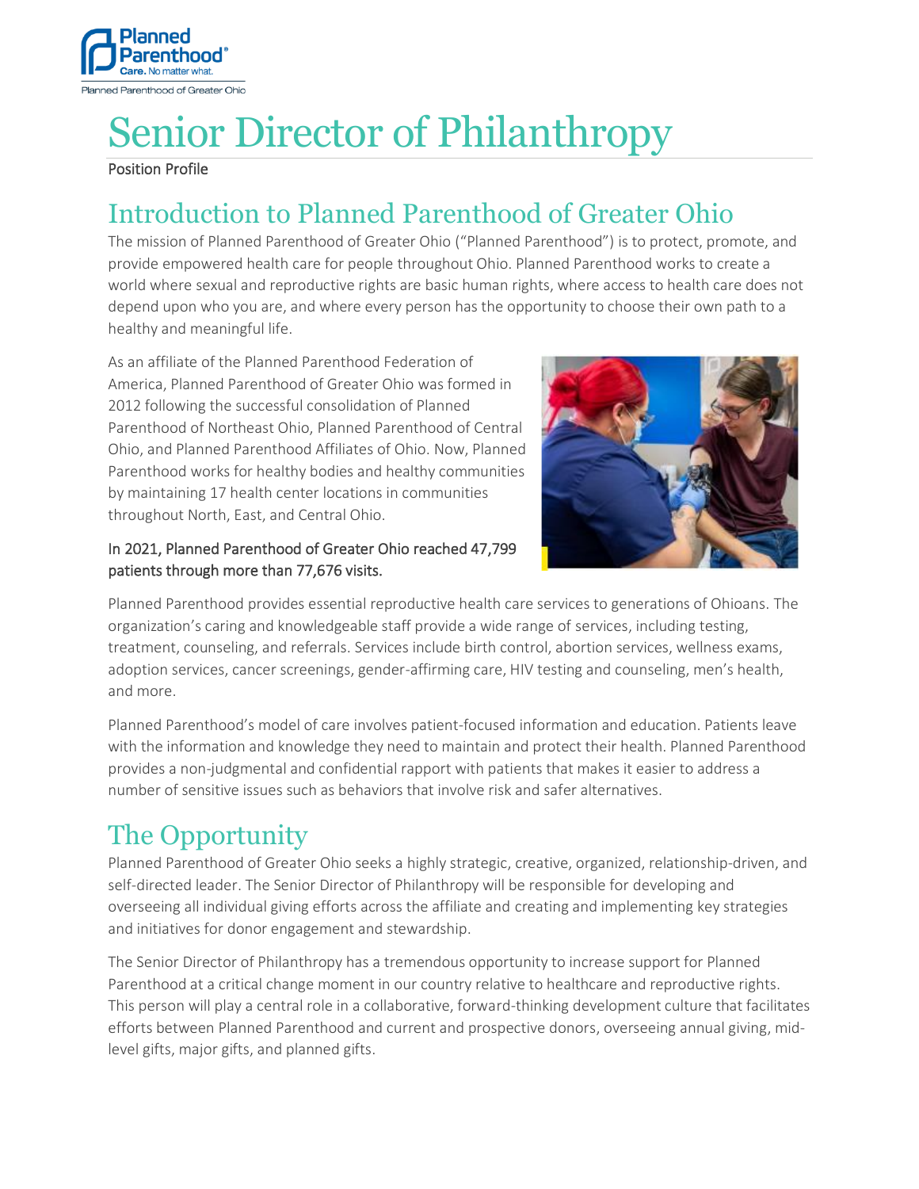# Senior Director of Philanthropy

Position Profile

## Introduction to Planned Parenthood of Greater Ohio

The mission of Planned Parenthood of Greater Ohio ("Planned Parenthood") is to protect, promote, and provide empowered health care for people throughout Ohio. Planned Parenthood works to create a world where sexual and reproductive rights are basic human rights, where access to health care does not depend upon who you are, and where every person has the opportunity to choose their own path to a healthy and meaningful life.

As an affiliate of the Planned Parenthood Federation of America, Planned Parenthood of Greater Ohio was formed in 2012 following the successful consolidation of Planned Parenthood of Northeast Ohio, Planned Parenthood of Central Ohio, and Planned Parenthood Affiliates of Ohio. Now, Planned Parenthood works for healthy bodies and healthy communities by maintaining 17 health center locations in communities throughout North, East, and Central Ohio.

In 2021, Planned Parenthood of Greater Ohio reached 47,799 patients through more than 77,676 visits.

Planned Parenthood provides essential reproductive health care services to generations of Ohioans. The organization's caring and knowledgeable staff provide a wide range of services, including testing, treatment, counseling, and referrals. Services include birth control, abortion services, wellness exams, adoption services, cancer screenings, gender-affirming care, HIV testing and counseling, men's health, and more.

Planned Parenthood's model of care involves patient-focused information and education. Patients leave with the information and knowledge they need to maintain and protect their health. Planned Parenthood provides a non-judgmental and confidential rapport with patients that makes it easier to address a number of sensitive issues such as behaviors that involve risk and safer alternatives.

## The Opportunity

Planned Parenthood of Greater Ohio seeks a highly strategic, creative, organized, relationship-driven, and self-directed leader. The Senior Director of Philanthropy will be responsible for developing and overseeing all individual giving efforts across the affiliate and creating and implementing key strategies and initiatives for donor engagement and stewardship.

The Senior Director of Philanthropy has a tremendous opportunity to increase support for Planned Parenthood at a critical change moment in our country relative to healthcare and reproductive rights. This person will play a central role in a collaborative, forward-thinking development culture that facilitates efforts between Planned Parenthood and current and prospective donors, overseeing annual giving, mid-level gifts, major gifts, and planned gifts.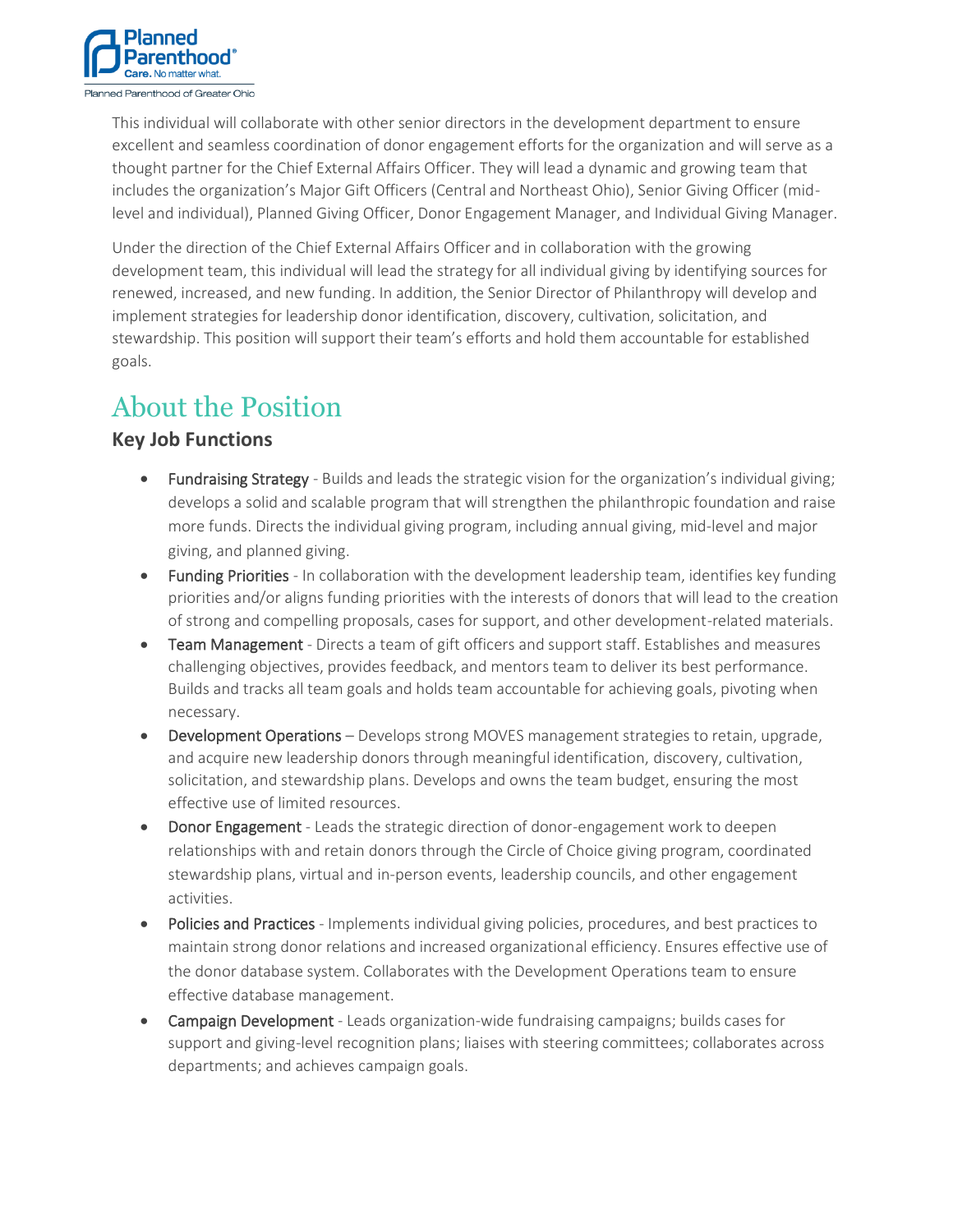This individual will collaborate with other senior directors in the development department to ensure excellent and seamless coordination of donor engagement efforts for the organization and will serve as a thought partner for the Chief External Affairs Officer. They will lead a dynamic and growing team that includes the organization's Major Gift Officers (Central and Northeast Ohio), Senior Giving Officer (mid-level and individual), Planned Giving Officer, Donor Engagement Manager, and Individual Giving Manager.

Under the direction of the Chief External Affairs Officer and in collaboration with the growing development team, this individual will lead the strategy for all individual giving by identifying sources for renewed, increased, and new funding. In addition, the Senior Director of Philanthropy will develop and implement strategies for leadership donor identification, discovery, cultivation, solicitation, and stewardship. This position will support their team's efforts and hold them accountable for established goals.

# About the Position

## Key Job Functions

- Fundraising Strategy - Builds and leads the strategic vision for the organization's individual giving; develops a solid and scalable program that will strengthen the philanthropic foundation and raise more funds. Directs the individual giving program, including annual giving, mid-level and major giving, and planned giving.
- Funding Priorities - In collaboration with the development leadership team, identifies key funding priorities and/or aligns funding priorities with the interests of donors that will lead to the creation of strong and compelling proposals, cases for support, and other development-related materials.
- Team Management - Directs a team of gift officers and support staff. Establishes and measures challenging objectives, provides feedback, and mentors team to deliver its best performance. Builds and tracks all team goals and holds team accountable for achieving goals, pivoting when necessary.
- Development Operations – Develops strong MOVES management strategies to retain, upgrade, and acquire new leadership donors through meaningful identification, discovery, cultivation, solicitation, and stewardship plans. Develops and owns the team budget, ensuring the most effective use of limited resources.
- Donor Engagement - Leads the strategic direction of donor-engagement work to deepen relationships with and retain donors through the Circle of Choice giving program, coordinated stewardship plans, virtual and in-person events, leadership councils, and other engagement activities.
- Policies and Practices - Implements individual giving policies, procedures, and best practices to maintain strong donor relations and increased organizational efficiency. Ensures effective use of the donor database system. Collaborates with the Development Operations team to ensure effective database management.
- Campaign Development - Leads organization-wide fundraising campaigns; builds cases for support and giving-level recognition plans; liaises with steering committees; collaborates across departments; and achieves campaign goals.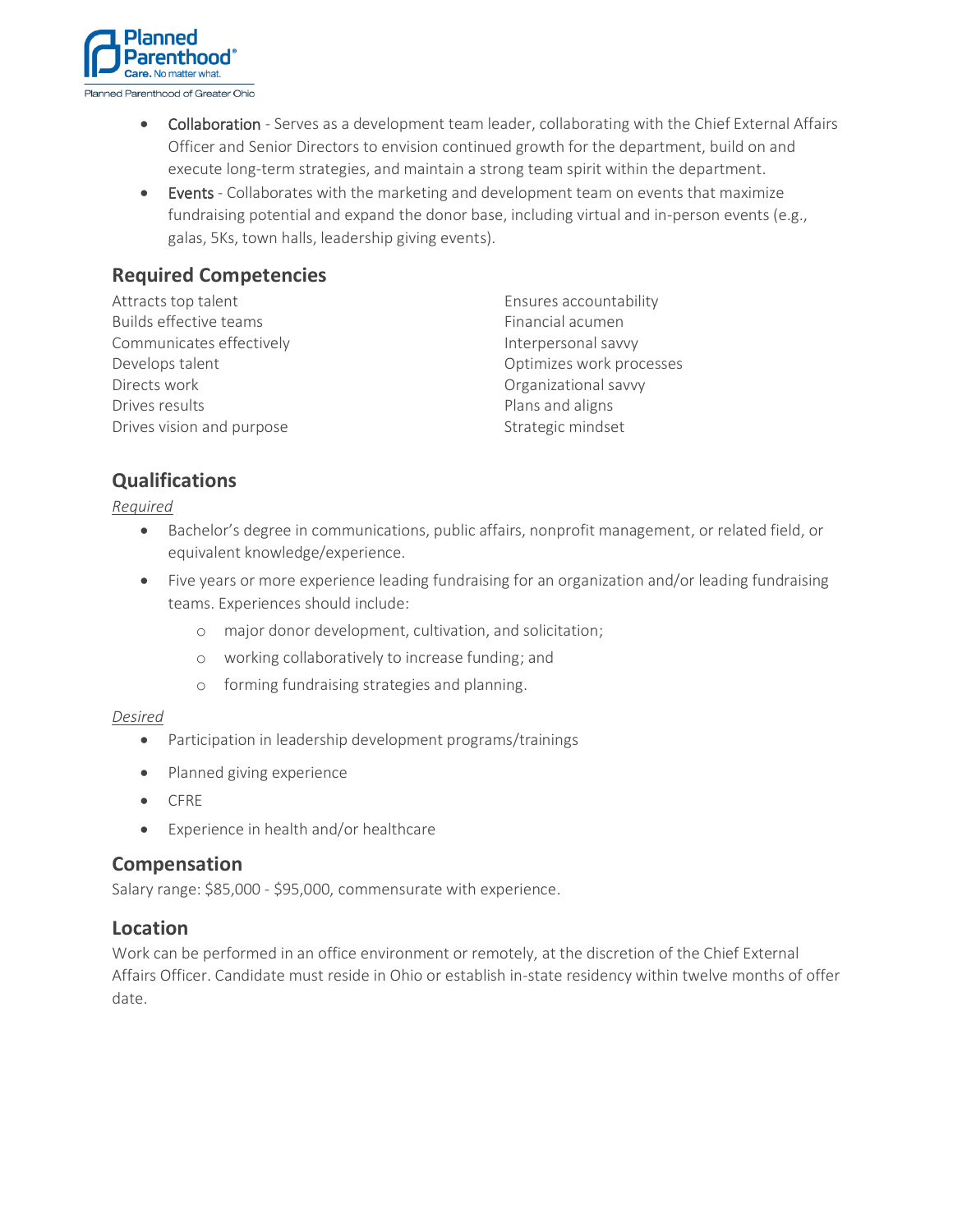- **Collaboration** - Serves as a development team leader, collaborating with the Chief External Affairs Officer and Senior Directors to envision continued growth for the department, build on and execute long-term strategies, and maintain a strong team spirit within the department.
- **Events** - Collaborates with the marketing and development team on events that maximize fundraising potential and expand the donor base, including virtual and in-person events (e.g., galas, 5Ks, town halls, leadership giving events).

## Required Competencies

Attracts top talent
Builds effective teams
Communicates effectively
Develops talent
Directs work
Drives results
Drives vision and purpose
Ensures accountability
Financial acumen
Interpersonal savvy
Optimizes work processes
Organizational savvy
Plans and aligns
Strategic mindset

## Qualifications

*Required*

- Bachelor's degree in communications, public affairs, nonprofit management, or related field, or equivalent knowledge/experience.
- Five years or more experience leading fundraising for an organization and/or leading fundraising teams. Experiences should include:
  - major donor development, cultivation, and solicitation;
  - working collaboratively to increase funding; and
  - forming fundraising strategies and planning.

*Desired*

- Participation in leadership development programs/trainings
- Planned giving experience
- CFRE
- Experience in health and/or healthcare

## Compensation

Salary range: $85,000 - $95,000, commensurate with experience.

## Location

Work can be performed in an office environment or remotely, at the discretion of the Chief External Affairs Officer. Candidate must reside in Ohio or establish in-state residency within twelve months of offer date.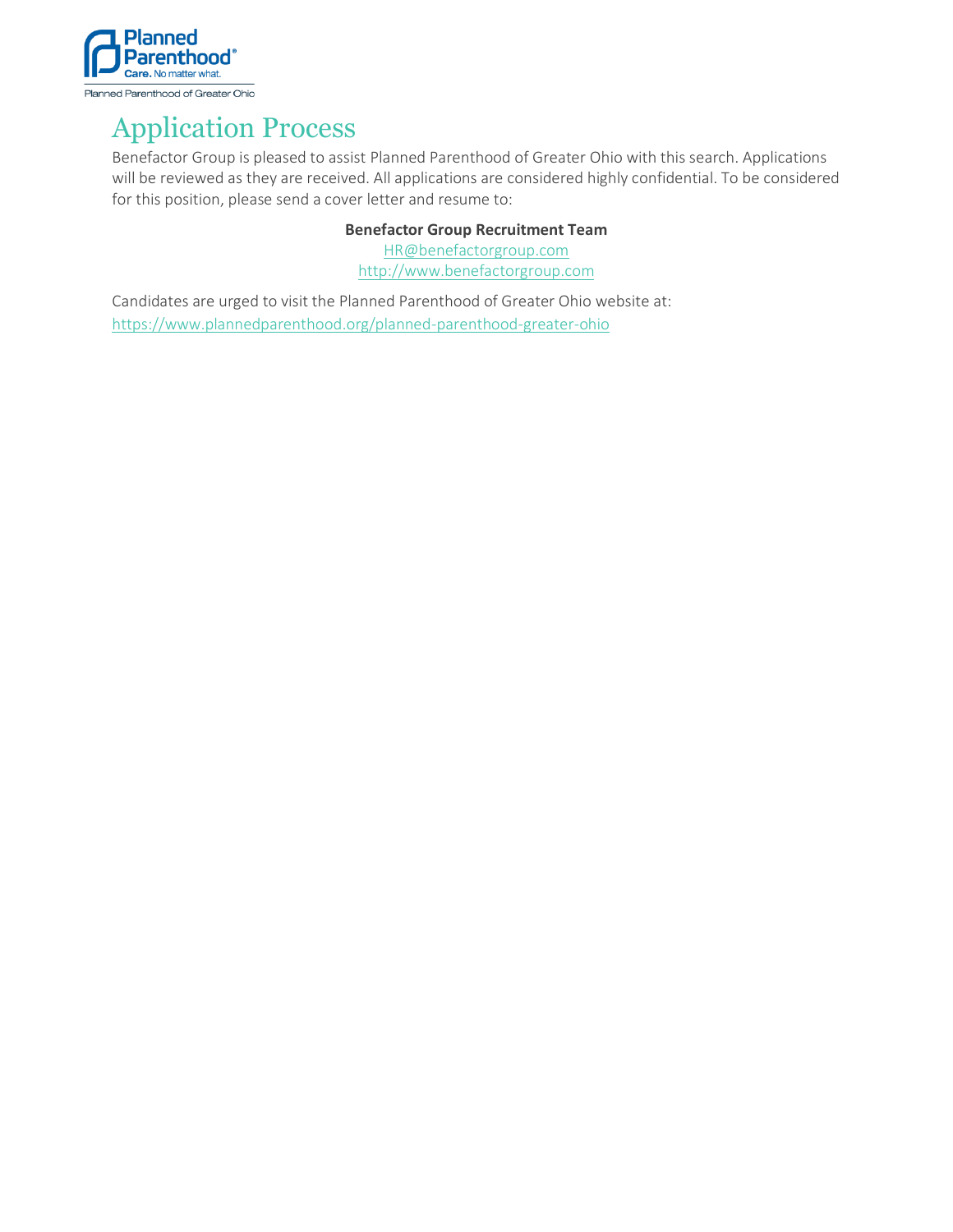# Application Process

Benefactor Group is pleased to assist Planned Parenthood of Greater Ohio with this search. Applications will be reviewed as they are received. All applications are considered highly confidential. To be considered for this position, please send a cover letter and resume to:

**Benefactor Group Recruitment Team**
HR@benefactorgroup.com
http://www.benefactorgroup.com

Candidates are urged to visit the Planned Parenthood of Greater Ohio website at:
https://www.plannedparenthood.org/planned-parenthood-greater-ohio